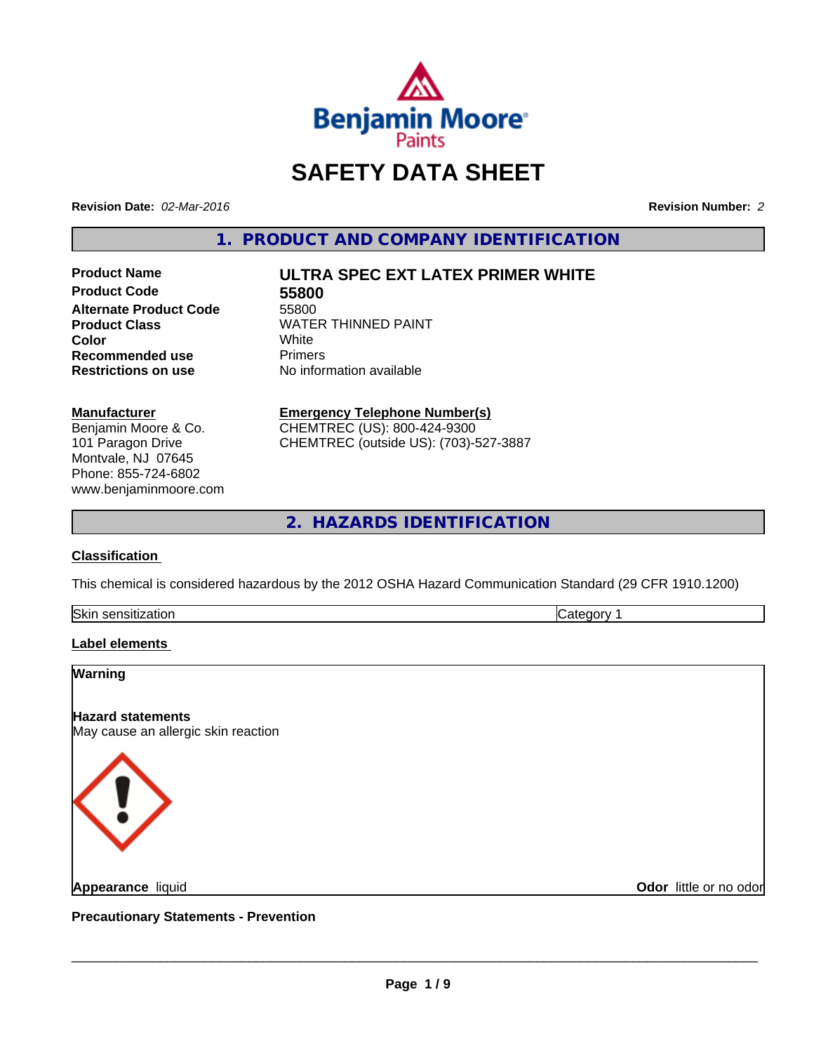# SAFETY DATA SHEET

**Revision Date:** *02-Mar-2016* **Revision Number:** *2*

## 1. PRODUCT AND COMPANY IDENTIFICATION

| | |
|---|---|
| **Product Name** | **ULTRA SPEC EXT LATEX PRIMER WHITE** |
| **Product Code** | **55800** |
| **Alternate Product Code** | 55800 |
| **Product Class** | WATER THINNED PAINT |
| **Color** | White |
| **Recommended use** | Primers |
| **Restrictions on use** | No information available |

**Manufacturer**
Benjamin Moore & Co.
101 Paragon Drive
Montvale, NJ 07645
Phone: 855-724-6802
www.benjaminmoore.com

**Emergency Telephone Number(s)**
CHEMTREC (US): 800-424-9300
CHEMTREC (outside US): (703)-527-3887

## 2. HAZARDS IDENTIFICATION

**Classification**

This chemical is considered hazardous by the 2012 OSHA Hazard Communication Standard (29 CFR 1910.1200)

| | |
|---|---|
| Skin sensitization | Category 1 |

**Label elements**

**Warning**

**Hazard statements**
May cause an allergic skin reaction

**Appearance** liquid **Odor** little or no odor

**Precautionary Statements - Prevention**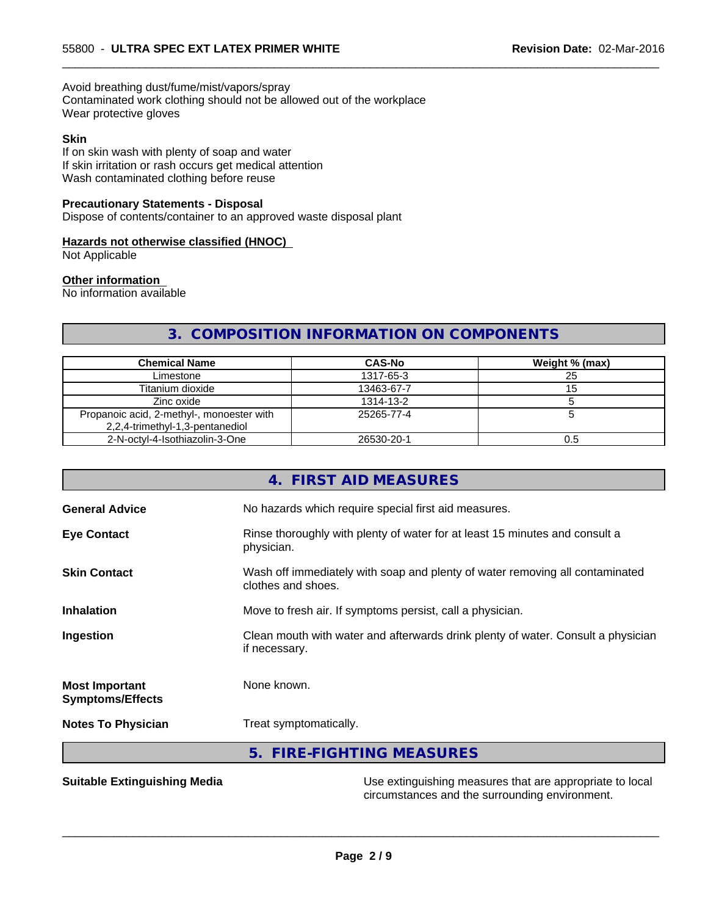Avoid breathing dust/fume/mist/vapors/spray
Contaminated work clothing should not be allowed out of the workplace
Wear protective gloves

**Skin**
If on skin wash with plenty of soap and water
If skin irritation or rash occurs get medical attention
Wash contaminated clothing before reuse

**Precautionary Statements - Disposal**
Dispose of contents/container to an approved waste disposal plant

**Hazards not otherwise classified (HNOC)**
Not Applicable

**Other information**
No information available

## 3. COMPOSITION INFORMATION ON COMPONENTS

| Chemical Name | CAS-No | Weight % (max) |
|---|---|---|
| Limestone | 1317-65-3 | 25 |
| Titanium dioxide | 13463-67-7 | 15 |
| Zinc oxide | 1314-13-2 | 5 |
| Propanoic acid, 2-methyl-, monoester with 2,2,4-trimethyl-1,3-pentanediol | 25265-77-4 | 5 |
| 2-N-octyl-4-Isothiazolin-3-One | 26530-20-1 | 0.5 |

## 4. FIRST AID MEASURES

**General Advice**
No hazards which require special first aid measures.

**Eye Contact**
Rinse thoroughly with plenty of water for at least 15 minutes and consult a physician.

**Skin Contact**
Wash off immediately with soap and plenty of water removing all contaminated clothes and shoes.

**Inhalation**
Move to fresh air. If symptoms persist, call a physician.

**Ingestion**
Clean mouth with water and afterwards drink plenty of water. Consult a physician if necessary.

**Most Important Symptoms/Effects**
None known.

**Notes To Physician**
Treat symptomatically.

## 5. FIRE-FIGHTING MEASURES

**Suitable Extinguishing Media**
Use extinguishing measures that are appropriate to local circumstances and the surrounding environment.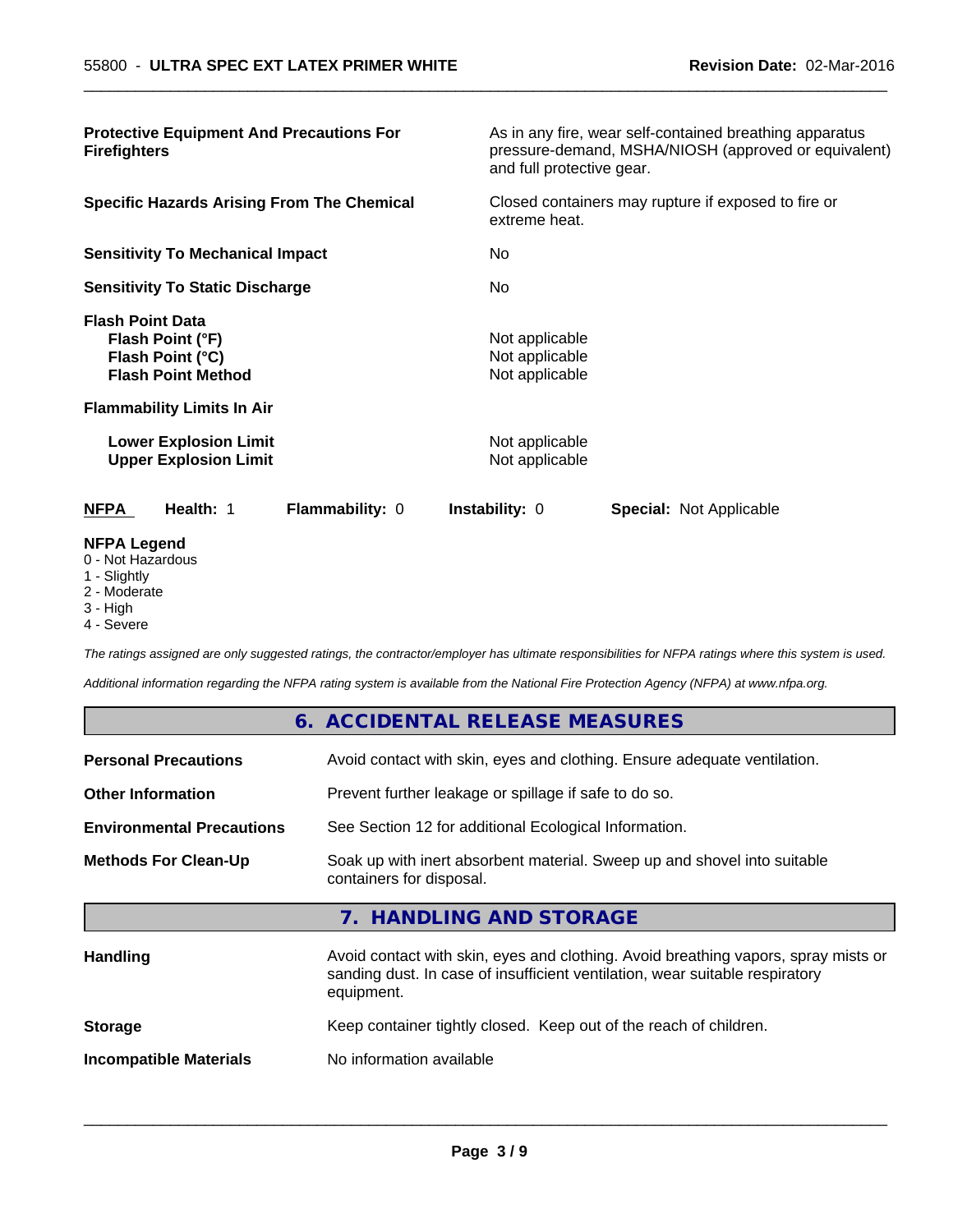| | |
|---|---|
| **Protective Equipment And Precautions For Firefighters** | As in any fire, wear self-contained breathing apparatus pressure-demand, MSHA/NIOSH (approved or equivalent) and full protective gear. |
| **Specific Hazards Arising From The Chemical** | Closed containers may rupture if exposed to fire or extreme heat. |
| **Sensitivity To Mechanical Impact** | No |
| **Sensitivity To Static Discharge** | No |
| **Flash Point Data** | |
| **Flash Point (°F)** | Not applicable |
| **Flash Point (°C)** | Not applicable |
| **Flash Point Method** | Not applicable |
| **Flammability Limits In Air** | |
| **Lower Explosion Limit** | Not applicable |
| **Upper Explosion Limit** | Not applicable |

| **NFPA** | **Health:** 1 | **Flammability:** 0 | **Instability:** 0 | **Special:** Not Applicable |
|---|---|---|---|---|

**NFPA Legend**
- 0 - Not Hazardous
- 1 - Slightly
- 2 - Moderate
- 3 - High
- 4 - Severe

*The ratings assigned are only suggested ratings, the contractor/employer has ultimate responsibilities for NFPA ratings where this system is used.*

*Additional information regarding the NFPA rating system is available from the National Fire Protection Agency (NFPA) at www.nfpa.org.*

## 6. ACCIDENTAL RELEASE MEASURES

| | |
|---|---|
| **Personal Precautions** | Avoid contact with skin, eyes and clothing. Ensure adequate ventilation. |
| **Other Information** | Prevent further leakage or spillage if safe to do so. |
| **Environmental Precautions** | See Section 12 for additional Ecological Information. |
| **Methods For Clean-Up** | Soak up with inert absorbent material. Sweep up and shovel into suitable containers for disposal. |

## 7. HANDLING AND STORAGE

| | |
|---|---|
| **Handling** | Avoid contact with skin, eyes and clothing. Avoid breathing vapors, spray mists or sanding dust. In case of insufficient ventilation, wear suitable respiratory equipment. |
| **Storage** | Keep container tightly closed. Keep out of the reach of children. |
| **Incompatible Materials** | No information available |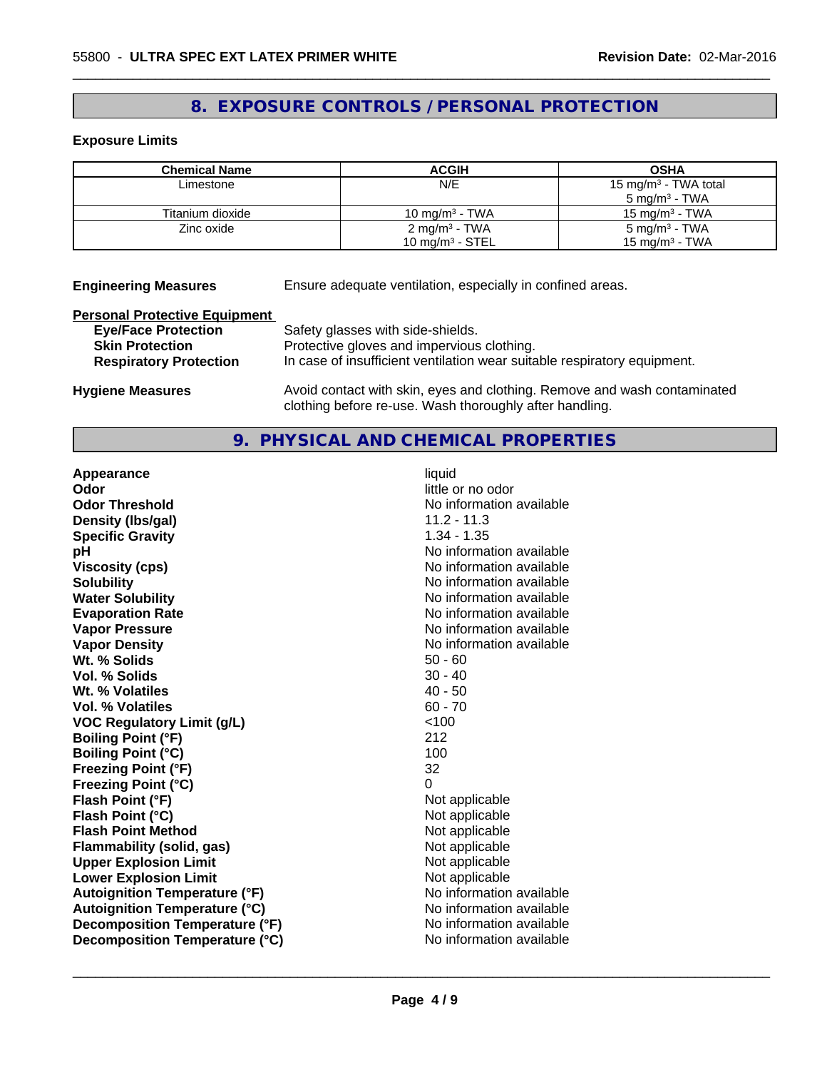## 8. EXPOSURE CONTROLS / PERSONAL PROTECTION

**Exposure Limits**

| Chemical Name | ACGIH | OSHA |
|---|---|---|
| Limestone | N/E | 15 mg/m³ - TWA total<br>5 mg/m³ - TWA |
| Titanium dioxide | 10 mg/m³ - TWA | 15 mg/m³ - TWA |
| Zinc oxide | 2 mg/m³ - TWA<br>10 mg/m³ - STEL | 5 mg/m³ - TWA<br>15 mg/m³ - TWA |

**Engineering Measures** Ensure adequate ventilation, especially in confined areas.

**Personal Protective Equipment**

- **Eye/Face Protection** Safety glasses with side-shields.
- **Skin Protection** Protective gloves and impervious clothing.
- **Respiratory Protection** In case of insufficient ventilation wear suitable respiratory equipment.

**Hygiene Measures** Avoid contact with skin, eyes and clothing. Remove and wash contaminated clothing before re-use. Wash thoroughly after handling.

## 9. PHYSICAL AND CHEMICAL PROPERTIES

| | |
|---|---|
| **Appearance** | liquid |
| **Odor** | little or no odor |
| **Odor Threshold** | No information available |
| **Density (lbs/gal)** | 11.2 - 11.3 |
| **Specific Gravity** | 1.34 - 1.35 |
| **pH** | No information available |
| **Viscosity (cps)** | No information available |
| **Solubility** | No information available |
| **Water Solubility** | No information available |
| **Evaporation Rate** | No information available |
| **Vapor Pressure** | No information available |
| **Vapor Density** | No information available |
| **Wt. % Solids** | 50 - 60 |
| **Vol. % Solids** | 30 - 40 |
| **Wt. % Volatiles** | 40 - 50 |
| **Vol. % Volatiles** | 60 - 70 |
| **VOC Regulatory Limit (g/L)** | <100 |
| **Boiling Point (°F)** | 212 |
| **Boiling Point (°C)** | 100 |
| **Freezing Point (°F)** | 32 |
| **Freezing Point (°C)** | 0 |
| **Flash Point (°F)** | Not applicable |
| **Flash Point (°C)** | Not applicable |
| **Flash Point Method** | Not applicable |
| **Flammability (solid, gas)** | Not applicable |
| **Upper Explosion Limit** | Not applicable |
| **Lower Explosion Limit** | Not applicable |
| **Autoignition Temperature (°F)** | No information available |
| **Autoignition Temperature (°C)** | No information available |
| **Decomposition Temperature (°F)** | No information available |
| **Decomposition Temperature (°C)** | No information available |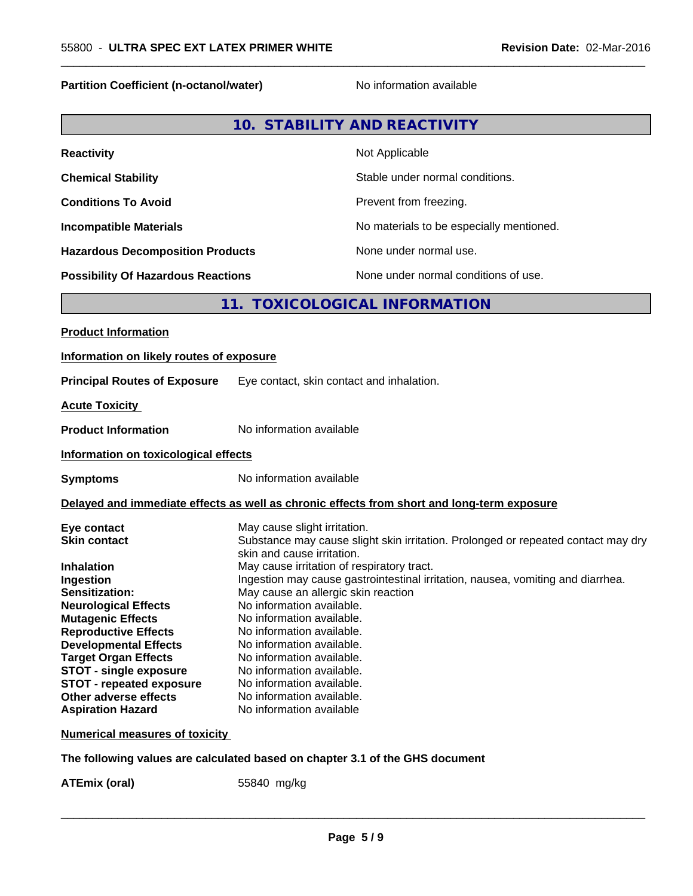| | |
|---|---|
| **Partition Coefficient (n-octanol/water)** | No information available |

## 10. STABILITY AND REACTIVITY

| | |
|---|---|
| **Reactivity** | Not Applicable |
| **Chemical Stability** | Stable under normal conditions. |
| **Conditions To Avoid** | Prevent from freezing. |
| **Incompatible Materials** | No materials to be especially mentioned. |
| **Hazardous Decomposition Products** | None under normal use. |
| **Possibility Of Hazardous Reactions** | None under normal conditions of use. |

## 11. TOXICOLOGICAL INFORMATION

**Product Information**

**Information on likely routes of exposure**

**Principal Routes of Exposure** Eye contact, skin contact and inhalation.

**Acute Toxicity**

**Product Information** No information available

**Information on toxicological effects**

**Symptoms** No information available

**Delayed and immediate effects as well as chronic effects from short and long-term exposure**

| | |
|---|---|
| **Eye contact** | May cause slight irritation. |
| **Skin contact** | Substance may cause slight skin irritation. Prolonged or repeated contact may dry skin and cause irritation. |
| **Inhalation** | May cause irritation of respiratory tract. |
| **Ingestion** | Ingestion may cause gastrointestinal irritation, nausea, vomiting and diarrhea. |
| **Sensitization:** | May cause an allergic skin reaction |
| **Neurological Effects** | No information available. |
| **Mutagenic Effects** | No information available. |
| **Reproductive Effects** | No information available. |
| **Developmental Effects** | No information available. |
| **Target Organ Effects** | No information available. |
| **STOT - single exposure** | No information available. |
| **STOT - repeated exposure** | No information available. |
| **Other adverse effects** | No information available. |
| **Aspiration Hazard** | No information available |

**Numerical measures of toxicity**

**The following values are calculated based on chapter 3.1 of the GHS document**

**ATEmix (oral)** 55840 mg/kg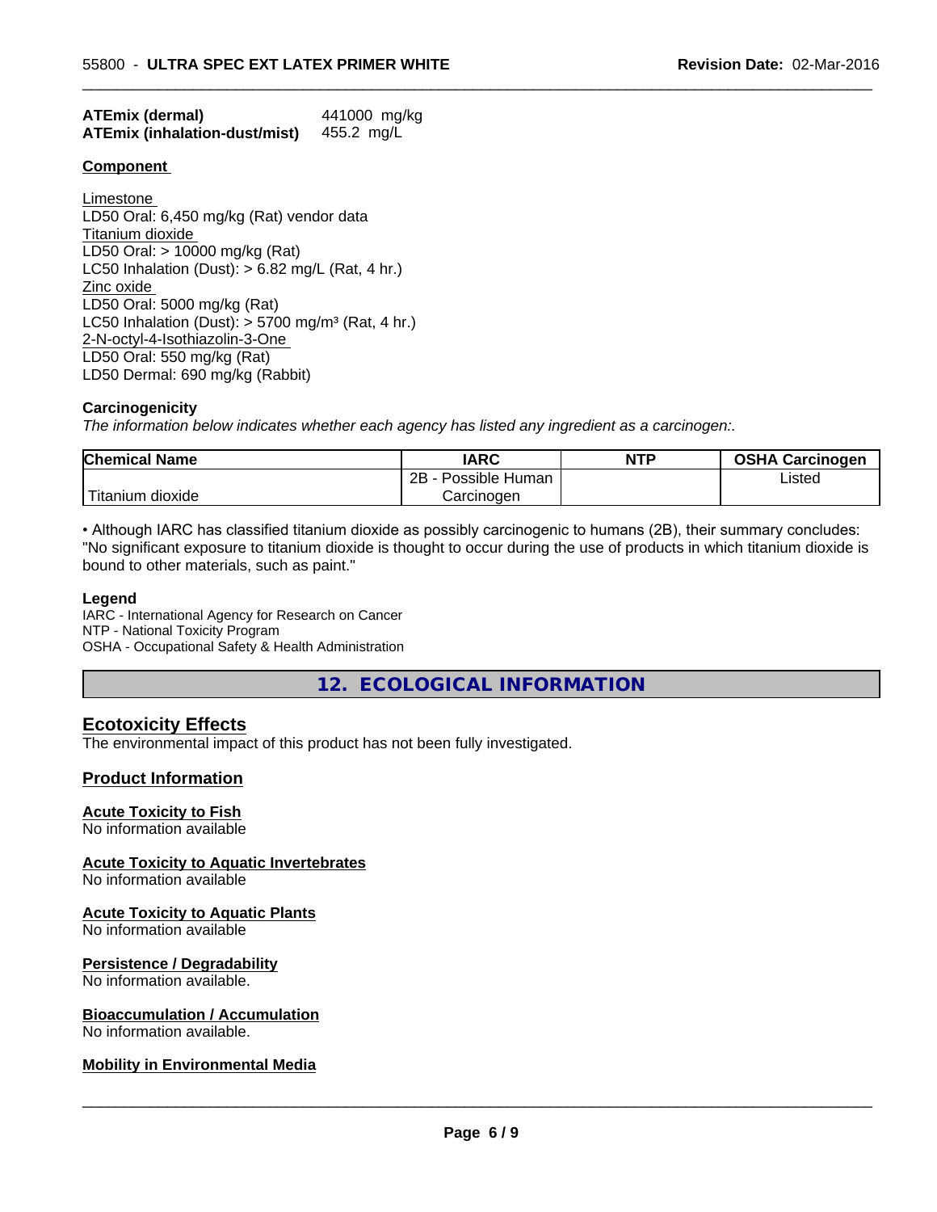**ATEmix (dermal)** 441000 mg/kg
**ATEmix (inhalation-dust/mist)** 455.2 mg/L

**Component**

Limestone
LD50 Oral: 6,450 mg/kg (Rat) vendor data
Titanium dioxide
LD50 Oral: > 10000 mg/kg (Rat)
LC50 Inhalation (Dust): > 6.82 mg/L (Rat, 4 hr.)
Zinc oxide
LD50 Oral: 5000 mg/kg (Rat)
LC50 Inhalation (Dust): > 5700 mg/m³ (Rat, 4 hr.)
2-N-octyl-4-Isothiazolin-3-One
LD50 Oral: 550 mg/kg (Rat)
LD50 Dermal: 690 mg/kg (Rabbit)

**Carcinogenicity**

*The information below indicates whether each agency has listed any ingredient as a carcinogen:.*

| Chemical Name | IARC | NTP | OSHA Carcinogen |
|---|---|---|---|
| Titanium dioxide | 2B - Possible Human Carcinogen | | Listed |

• Although IARC has classified titanium dioxide as possibly carcinogenic to humans (2B), their summary concludes: "No significant exposure to titanium dioxide is thought to occur during the use of products in which titanium dioxide is bound to other materials, such as paint."

**Legend**

IARC - International Agency for Research on Cancer
NTP - National Toxicity Program
OSHA - Occupational Safety & Health Administration

## 12. ECOLOGICAL INFORMATION

### Ecotoxicity Effects

The environmental impact of this product has not been fully investigated.

### Product Information

**Acute Toxicity to Fish**
No information available

**Acute Toxicity to Aquatic Invertebrates**
No information available

**Acute Toxicity to Aquatic Plants**
No information available

**Persistence / Degradability**
No information available.

**Bioaccumulation / Accumulation**
No information available.

**Mobility in Environmental Media**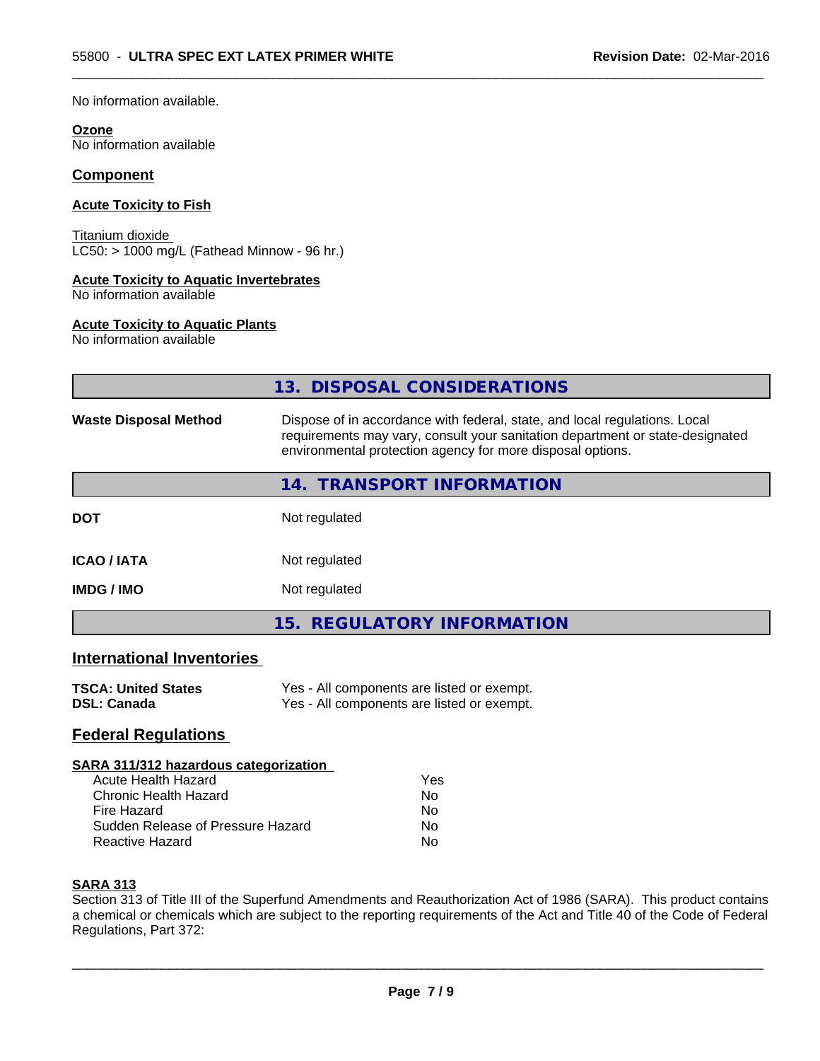No information available.

**Ozone**
No information available

## Component

**Acute Toxicity to Fish**

Titanium dioxide
LC50: > 1000 mg/L (Fathead Minnow - 96 hr.)

**Acute Toxicity to Aquatic Invertebrates**
No information available

**Acute Toxicity to Aquatic Plants**
No information available

## 13. DISPOSAL CONSIDERATIONS

| | |
|---|---|
| **Waste Disposal Method** | Dispose of in accordance with federal, state, and local regulations. Local requirements may vary, consult your sanitation department or state-designated environmental protection agency for more disposal options. |

## 14. TRANSPORT INFORMATION

| | |
|---|---|
| **DOT** | Not regulated |
| **ICAO / IATA** | Not regulated |
| **IMDG / IMO** | Not regulated |

## 15. REGULATORY INFORMATION

### International Inventories

| | |
|---|---|
| **TSCA: United States** | Yes - All components are listed or exempt. |
| **DSL: Canada** | Yes - All components are listed or exempt. |

### Federal Regulations

**SARA 311/312 hazardous categorization**

| | |
|---|---|
| Acute Health Hazard | Yes |
| Chronic Health Hazard | No |
| Fire Hazard | No |
| Sudden Release of Pressure Hazard | No |
| Reactive Hazard | No |

**SARA 313**
Section 313 of Title III of the Superfund Amendments and Reauthorization Act of 1986 (SARA). This product contains a chemical or chemicals which are subject to the reporting requirements of the Act and Title 40 of the Code of Federal Regulations, Part 372: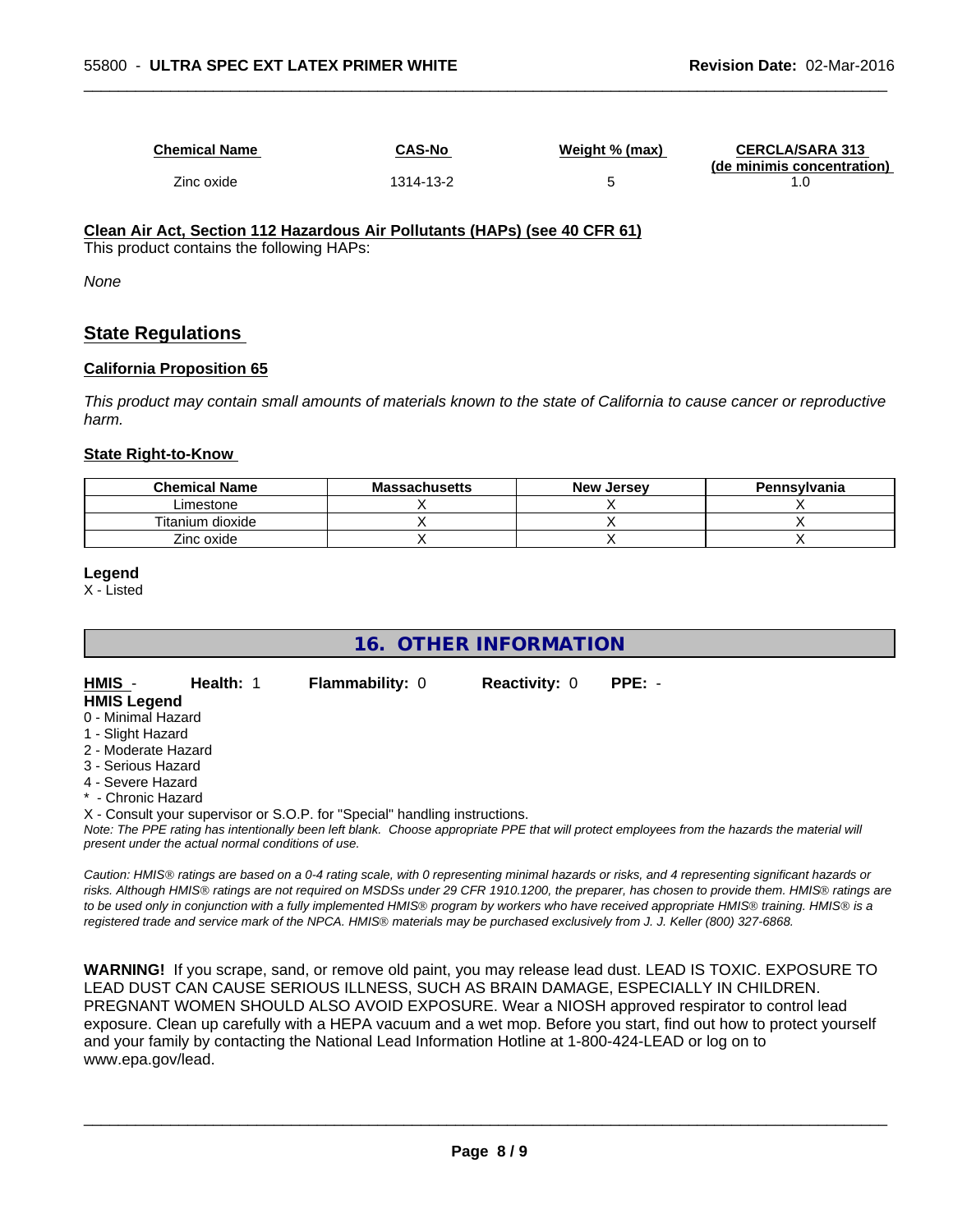| Chemical Name | CAS-No | Weight % (max) | CERCLA/SARA 313 (de minimis concentration) |
|---|---|---|---|
| Zinc oxide | 1314-13-2 | 5 | 1.0 |

**Clean Air Act, Section 112 Hazardous Air Pollutants (HAPs) (see 40 CFR 61)**

This product contains the following HAPs:

*None*

## State Regulations

**California Proposition 65**

*This product may contain small amounts of materials known to the state of California to cause cancer or reproductive harm.*

**State Right-to-Know**

| Chemical Name | Massachusetts | New Jersey | Pennsylvania |
|---|---|---|---|
| Limestone | X | X | X |
| Titanium dioxide | X | X | X |
| Zinc oxide | X | X | X |

**Legend**

X - Listed

## 16. OTHER INFORMATION

**HMIS** - **Health:** 1 **Flammability:** 0 **Reactivity:** 0 **PPE:** -

**HMIS Legend**

0 - Minimal Hazard
1 - Slight Hazard
2 - Moderate Hazard
3 - Serious Hazard
4 - Severe Hazard
* - Chronic Hazard
X - Consult your supervisor or S.O.P. for "Special" handling instructions.

*Note: The PPE rating has intentionally been left blank. Choose appropriate PPE that will protect employees from the hazards the material will present under the actual normal conditions of use.*

*Caution: HMIS® ratings are based on a 0-4 rating scale, with 0 representing minimal hazards or risks, and 4 representing significant hazards or risks. Although HMIS® ratings are not required on MSDSs under 29 CFR 1910.1200, the preparer, has chosen to provide them. HMIS® ratings are to be used only in conjunction with a fully implemented HMIS® program by workers who have received appropriate HMIS® training. HMIS® is a registered trade and service mark of the NPCA. HMIS® materials may be purchased exclusively from J. J. Keller (800) 327-6868.*

**WARNING!** If you scrape, sand, or remove old paint, you may release lead dust. LEAD IS TOXIC. EXPOSURE TO LEAD DUST CAN CAUSE SERIOUS ILLNESS, SUCH AS BRAIN DAMAGE, ESPECIALLY IN CHILDREN. PREGNANT WOMEN SHOULD ALSO AVOID EXPOSURE. Wear a NIOSH approved respirator to control lead exposure. Clean up carefully with a HEPA vacuum and a wet mop. Before you start, find out how to protect yourself and your family by contacting the National Lead Information Hotline at 1-800-424-LEAD or log on to www.epa.gov/lead.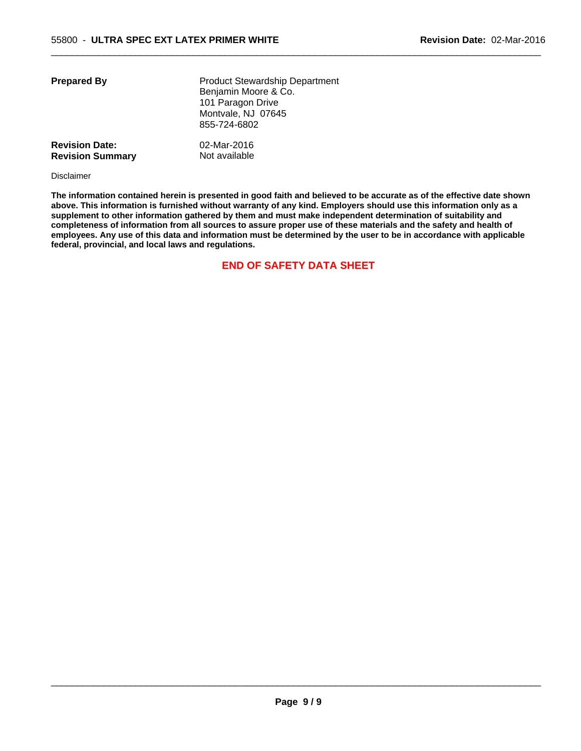| | |
|---|---|
| **Prepared By** | Product Stewardship Department<br>Benjamin Moore & Co.<br>101 Paragon Drive<br>Montvale, NJ 07645<br>855-724-6802 |
| **Revision Date:** | 02-Mar-2016 |
| **Revision Summary** | Not available |

Disclaimer

**The information contained herein is presented in good faith and believed to be accurate as of the effective date shown above. This information is furnished without warranty of any kind. Employers should use this information only as a supplement to other information gathered by them and must make independent determination of suitability and completeness of information from all sources to assure proper use of these materials and the safety and health of employees. Any use of this data and information must be determined by the user to be in accordance with applicable federal, provincial, and local laws and regulations.**

**END OF SAFETY DATA SHEET**